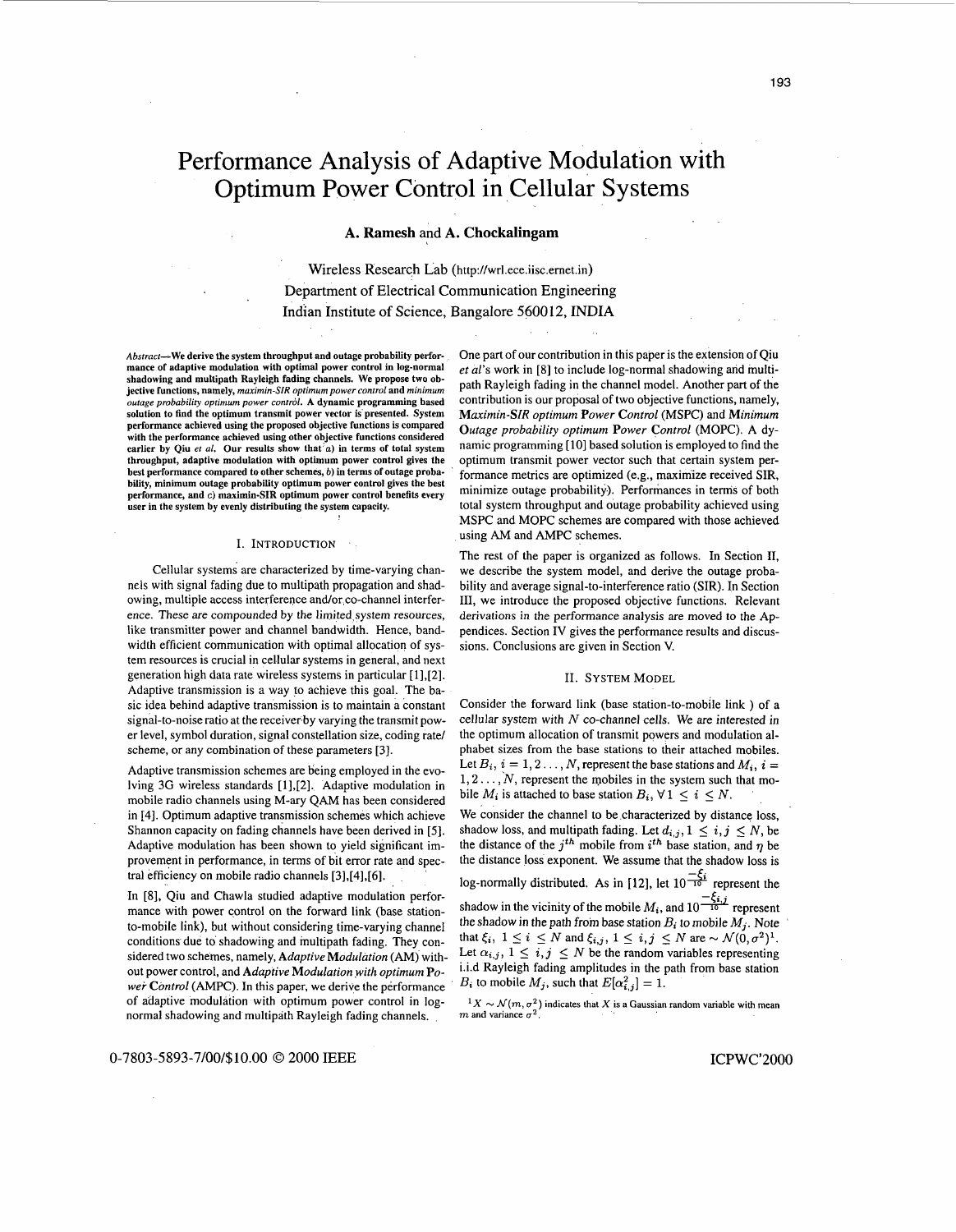# Performance Analysis of Adaptive Modulation with Optimum Power Control in Cellular Systems

**A. Ramesh and A. Chockalingam**

Wireless Research Lab (http://wrl.ece.iisc.ernet.in)
Department of Electrical Communication Engineering
Indian Institute of Science, Bangalore 560012, INDIA

*Abstract*—**We derive the system throughput and outage probability performance of adaptive modulation with optimal power control in log-normal shadowing and multipath Rayleigh fading channels. We propose two objective functions, namely,** *maximin-SIR optimum power control* **and** *minimum outage probability optimum power control***. A dynamic programming based solution to find the optimum transmit power vector is presented. System performance achieved using the proposed objective functions is compared with the performance achieved using other objective functions considered earlier by Qiu** *et al.* **Our results show that** *a)* **in terms of total system throughput, adaptive modulation with optimum power control gives the best performance compared to other schemes,** *b)* **in terms of outage probability, minimum outage probability optimum power control gives the best performance, and** *c)* **maximin-SIR optimum power control benefits every user in the system by evenly distributing the system capacity.**

## I. Introduction

Cellular systems are characterized by time-varying channels with signal fading due to multipath propagation and shadowing, multiple access interference and/or co-channel interference. These are compounded by the limited system resources, like transmitter power and channel bandwidth. Hence, bandwidth efficient communication with optimal allocation of system resources is crucial in cellular systems in general, and next generation high data rate wireless systems in particular [1],[2]. Adaptive transmission is a way to achieve this goal. The basic idea behind adaptive transmission is to maintain a constant signal-to-noise ratio at the receiver by varying the transmit power level, symbol duration, signal constellation size, coding rate/ scheme, or any combination of these parameters [3].

Adaptive transmission schemes are being employed in the evolving 3G wireless standards [1],[2]. Adaptive modulation in mobile radio channels using M-ary QAM has been considered in [4]. Optimum adaptive transmission schemes which achieve Shannon capacity on fading channels have been derived in [5]. Adaptive modulation has been shown to yield significant improvement in performance, in terms of bit error rate and spectral efficiency on mobile radio channels [3],[4],[6].

In [8], Qiu and Chawla studied adaptive modulation performance with power control on the forward link (base station-to-mobile link), but without considering time-varying channel conditions due to shadowing and multipath fading. They considered two schemes, namely, **A**daptive **M**odulation (AM) without power control, and **A**daptive **M**odulation with optimum **P**ower **C**ontrol (AMPC). In this paper, we derive the performance of adaptive modulation with optimum power control in log-normal shadowing and multipath Rayleigh fading channels.

One part of our contribution in this paper is the extension of Qiu *et al*'s work in [8] to include log-normal shadowing and multipath Rayleigh fading in the channel model. Another part of the contribution is our proposal of two objective functions, namely, **M**aximin-**S**IR optimum **P**ower **C**ontrol (MSPC) and **M**inimum **O**utage probability optimum **P**ower **C**ontrol (MOPC). A dynamic programming [10] based solution is employed to find the optimum transmit power vector such that certain system performance metrics are optimized (e.g., maximize received SIR, minimize outage probability). Performances in terms of both total system throughput and outage probability achieved using MSPC and MOPC schemes are compared with those achieved using AM and AMPC schemes.

The rest of the paper is organized as follows. In Section II, we describe the system model, and derive the outage probability and average signal-to-interference ratio (SIR). In Section III, we introduce the proposed objective functions. Relevant derivations in the performance analysis are moved to the Appendices. Section IV gives the performance results and discussions. Conclusions are given in Section V.

## II. System Model

Consider the forward link (base station-to-mobile link ) of a cellular system with $N$ co-channel cells. We are interested in the optimum allocation of transmit powers and modulation alphabet sizes from the base stations to their attached mobiles. Let $B_i$, $i = 1, 2 \ldots, N$, represent the base stations and $M_i$, $i = 1, 2 \ldots, N$, represent the mobiles in the system such that mobile $M_i$ is attached to base station $B_i$, $\forall\, 1 \leq i \leq N$.

We consider the channel to be characterized by distance loss, shadow loss, and multipath fading. Let $d_{i,j}, 1 \leq i,j \leq N$, be the distance of the $j^{th}$ mobile from $i^{th}$ base station, and $\eta$ be the distance loss exponent. We assume that the shadow loss is log-normally distributed. As in [12], let $10^{\frac{-\xi_i}{10}}$ represent the shadow in the vicinity of the mobile $M_i$, and $10^{\frac{-\xi_{i,j}}{10}}$ represent the shadow in the path from base station $B_i$ to mobile $M_j$. Note that $\xi_i$, $1 \leq i \leq N$ and $\xi_{i,j}$, $1 \leq i,j \leq N$ are $\sim \mathcal{N}(0, \sigma^2)$[1]. Let $\alpha_{i,j}$, $1 \leq i,j \leq N$ be the random variables representing i.i.d Rayleigh fading amplitudes in the path from base station $B_i$ to mobile $M_j$, such that $E[\alpha_{i,j}^2] = 1$.

[1] $X \sim \mathcal{N}(m, \sigma^2)$ indicates that $X$ is a Gaussian random variable with mean $m$ and variance $\sigma^2$.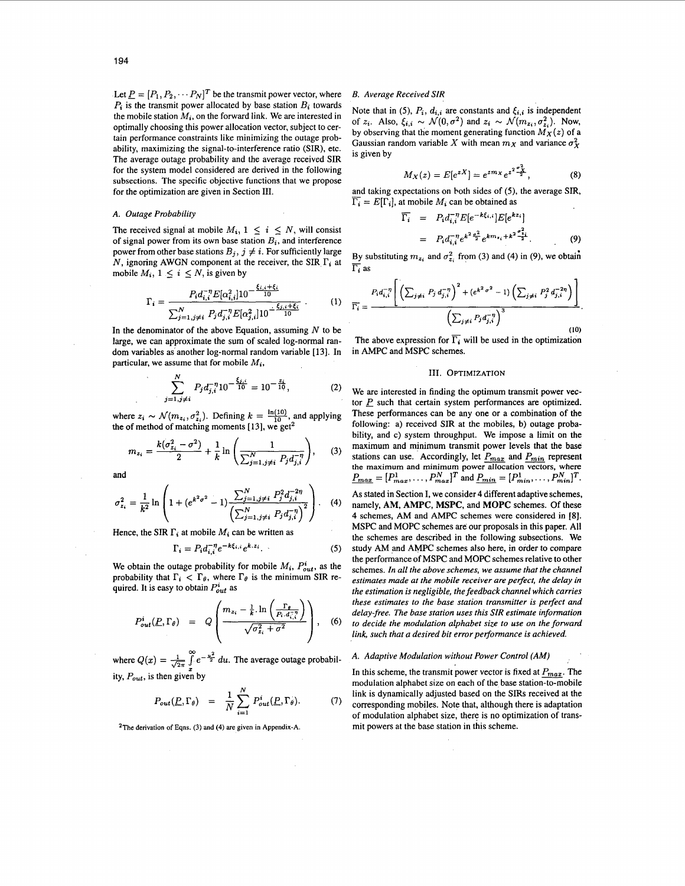Let $\underline{P} = [P_1, P_2, \cdots P_N]^T$ be the transmit power vector, where $P_i$ is the transmit power allocated by base station $B_i$ towards the mobile station $M_i$, on the forward link. We are interested in optimally choosing this power allocation vector, subject to certain performance constraints like minimizing the outage probability, maximizing the signal-to-interference ratio (SIR), etc. The average outage probability and the average received SIR for the system model considered are derived in the following subsections. The specific objective functions that we propose for the optimization are given in Section III.

### A. Outage Probability

The received signal at mobile $M_i$, $1 \leq i \leq N$, will consist of signal power from its own base station $B_i$, and interference power from other base stations $B_j$, $j \neq i$. For sufficiently large $N$, ignoring AWGN component at the receiver, the SIR $\Gamma_i$ at mobile $M_i$, $1 \leq i \leq N$, is given by

$$\Gamma_i = \frac{P_i d_{i,i}^{-\eta} E[\alpha_{i,i}^2] 10^{-\frac{\xi_{i,i}+\xi_i}{10}}}{\sum_{j=1,j\neq i}^{N} P_j d_{j,i}^{-\eta} E[\alpha_{j,i}^2] 10^{-\frac{\xi_{j,i}+\xi_i}{10}}}. \quad (1)$$

In the denominator of the above Equation, assuming $N$ to be large, we can approximate the sum of scaled log-normal random variables as another log-normal random variable [13]. In particular, we assume that for mobile $M_i$,

$$\sum_{j=1,j\neq i}^{N} P_j d_{j,i}^{-\eta} 10^{-\frac{\xi_{j,i}}{10}} = 10^{-\frac{z_i}{10}}, \quad (2)$$

where $z_i \sim \mathcal{N}(m_{z_i}, \sigma_{z_i}^2)$. Defining $k = \frac{\ln(10)}{10}$, and applying the of method of matching moments [13], we get[2]

$$m_{z_i} = \frac{k(\sigma_{z_i}^2 - \sigma^2)}{2} + \frac{1}{k}\ln\left(\frac{1}{\sum_{j=1,j\neq i}^{N} P_j d_{j,i}^{-\eta}}\right), \quad (3)$$

and

$$\sigma_{z_i}^2 = \frac{1}{k^2}\ln\left(1 + (e^{k^2\sigma^2} - 1)\frac{\sum_{j=1,j\neq i}^{N} P_j^2 d_{j,i}^{-2\eta}}{\left(\sum_{j=1,j\neq i}^{N} P_j d_{j,i}^{-\eta}\right)^2}\right). \quad (4)$$

Hence, the SIR $\Gamma_i$ at mobile $M_i$ can be written as

$$\Gamma_i = P_i d_{i,i}^{-\eta} e^{-k\xi_{i,i}} e^{k.z_i}. \quad (5)$$

We obtain the outage probability for mobile $M_i$, $P_{out}^i$, as the probability that $\Gamma_i < \Gamma_\theta$, where $\Gamma_\theta$ is the minimum SIR required. It is easy to obtain $P_{out}^i$ as

$$P_{out}^i(\underline{P}, \Gamma_\theta) = Q\left(\frac{m_{z_i} - \frac{1}{k}.\ln\left(\frac{\Gamma_\theta}{P_i.d_{i,i}^{-\eta}}\right)}{\sqrt{\sigma_{z_i}^2 + \sigma^2}}\right), \quad (6)$$

where $Q(x) = \frac{1}{\sqrt{2\pi}}\int_x^\infty e^{-\frac{u^2}{2}}\,du$. The average outage probability, $P_{out}$, is then given by

$$P_{out}(\underline{P}, \Gamma_\theta) = \frac{1}{N}\sum_{i=1}^{N} P_{out}^i(\underline{P}, \Gamma_\theta). \quad (7)$$

[2] The derivation of Eqns. (3) and (4) are given in Appendix-A.

### B. Average Received SIR

Note that in (5), $P_i$, $d_{i,i}$ are constants and $\xi_{i,i}$ is independent of $z_i$. Also, $\xi_{i,i} \sim \mathcal{N}(0, \sigma^2)$ and $z_i \sim \mathcal{N}(m_{z_i}, \sigma_{z_i}^2)$. Now, by observing that the moment generating function $M_X(z)$ of a Gaussian random variable $X$ with mean $m_X$ and variance $\sigma_X^2$ is given by

$$M_X(z) = E[e^{zX}] = e^{zm_X} e^{z^2\frac{\sigma_X^2}{2}}, \quad (8)$$

and taking expectations on both sides of (5), the average SIR, $\overline{\Gamma_i} = E[\Gamma_i]$, at mobile $M_i$ can be obtained as

$$\begin{aligned} \overline{\Gamma_i} &= P_i d_{i,i}^{-\eta} E[e^{-k\xi_{i,i}}] E[e^{kz_i}] \\ &= P_i d_{i,i}^{-\eta} e^{k^2\frac{\sigma^2}{2}} e^{km_{z_i} + k^2\frac{\sigma_{z_i}^2}{2}}. \end{aligned} \quad (9)$$

By substituting $m_{z_i}$ and $\sigma_{z_i}^2$ from (3) and (4) in (9), we obtain $\overline{\Gamma_i}$ as

$$\overline{\Gamma_i} = \frac{P_i d_{i,i}^{-\eta}\left[\left(\sum_{j\neq i} P_j d_{j,i}^{-\eta}\right)^2 + (e^{k^2\sigma^2} - 1)\left(\sum_{j\neq i} P_j^2 d_{j,i}^{-2\eta}\right)\right]}{\left(\sum_{j\neq i} P_j d_{j,i}^{-\eta}\right)^3}. \quad (10)$$

The above expression for $\overline{\Gamma_i}$ will be used in the optimization in AMPC and MSPC schemes.

## III. Optimization

We are interested in finding the optimum transmit power vector $\underline{P}$ such that certain system performances are optimized. These performances can be any one or a combination of the following: a) received SIR at the mobiles, b) outage probability, and c) system throughput. We impose a limit on the maximum and minimum transmit power levels that the base stations can use. Accordingly, let $\underline{P_{max}}$ and $\underline{P_{min}}$ represent the maximum and minimum power allocation vectors, where $\underline{P_{max}} = [P_{max}^1, \ldots, P_{max}^N]^T$ and $\underline{P_{min}} = [P_{min}^1, \ldots, P_{min}^N]^T$.

As stated in Section I, we consider 4 different adaptive schemes, namely, **AM**, **AMPC**, **MSPC**, and **MOPC** schemes. Of these 4 schemes, AM and AMPC schemes were considered in [8]. MSPC and MOPC schemes are our proposals in this paper. All the schemes are described in the following subsections. We study AM and AMPC schemes also here, in order to compare the performance of MSPC and MOPC schemes relative to other schemes. *In all the above schemes, we assume that the channel estimates made at the mobile receiver are perfect, the delay in the estimation is negligible, the feedback channel which carries these estimates to the base station transmitter is perfect and delay-free. The base station uses this SIR estimate information to decide the modulation alphabet size to use on the forward link, such that a desired bit error performance is achieved.*

### A. Adaptive Modulation without Power Control (AM)

In this scheme, the transmit power vector is fixed at $\underline{P_{max}}$. The modulation alphabet size on each of the base station-to-mobile link is dynamically adjusted based on the SIRs received at the corresponding mobiles. Note that, although there is adaptation of modulation alphabet size, there is no optimization of transmit powers at the base station in this scheme.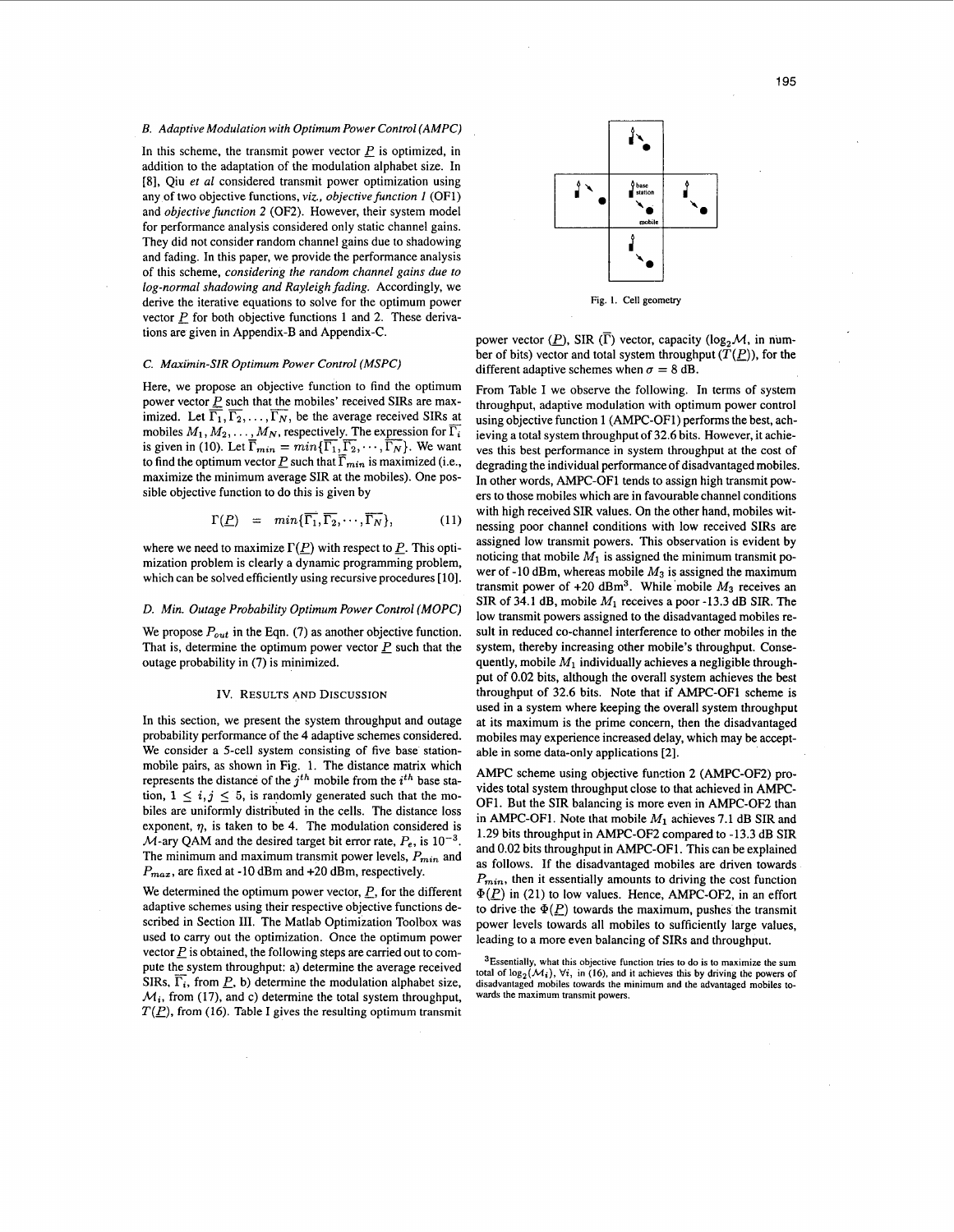### B. Adaptive Modulation with Optimum Power Control (AMPC)

In this scheme, the transmit power vector $\underline{P}$ is optimized, in addition to the adaptation of the modulation alphabet size. In [8], Qiu *et al* considered transmit power optimization using any of two objective functions, *viz., objective function 1* (OF1) and *objective function 2* (OF2). However, their system model for performance analysis considered only static channel gains. They did not consider random channel gains due to shadowing and fading. In this paper, we provide the performance analysis of this scheme, *considering the random channel gains due to log-normal shadowing and Rayleigh fading.* Accordingly, we derive the iterative equations to solve for the optimum power vector $\underline{P}$ for both objective functions 1 and 2. These derivations are given in Appendix-B and Appendix-C.

### C. Maximin-SIR Optimum Power Control (MSPC)

Here, we propose an objective function to find the optimum power vector $\underline{P}$ such that the mobiles' received SIRs are maximized. Let $\overline{\Gamma_1}, \overline{\Gamma_2}, \ldots, \overline{\Gamma_N}$, be the average received SIRs at mobiles $M_1, M_2, \ldots, M_N$, respectively. The expression for $\overline{\Gamma_i}$ is given in (10). Let $\overline{\Gamma}_{min} = min\{\overline{\Gamma_1}, \overline{\Gamma_2}, \cdots, \overline{\Gamma_N}\}$. We want to find the optimum vector $\underline{P}$ such that $\overline{\Gamma}_{min}$ is maximized (i.e., maximize the minimum average SIR at the mobiles). One possible objective function to do this is given by

$$\Gamma(\underline{P}) \;=\; min\{\overline{\Gamma_1}, \overline{\Gamma_2}, \cdots, \overline{\Gamma_N}\}, \tag{11}$$

where we need to maximize $\Gamma(\underline{P})$ with respect to $\underline{P}$. This optimization problem is clearly a dynamic programming problem, which can be solved efficiently using recursive procedures [10].

### D. Min. Outage Probability Optimum Power Control (MOPC)

We propose $P_{out}$ in the Eqn. (7) as another objective function. That is, determine the optimum power vector $\underline{P}$ such that the outage probability in (7) is minimized.

## IV. Results and Discussion

In this section, we present the system throughput and outage probability performance of the 4 adaptive schemes considered. We consider a 5-cell system consisting of five base station-mobile pairs, as shown in Fig. 1. The distance matrix which represents the distance of the $j^{th}$ mobile from the $i^{th}$ base station, $1 \leq i, j \leq 5$, is randomly generated such that the mobiles are uniformly distributed in the cells. The distance loss exponent, $\eta$, is taken to be 4. The modulation considered is $\mathcal{M}$-ary QAM and the desired target bit error rate, $P_e$, is $10^{-3}$. The minimum and maximum transmit power levels, $P_{min}$ and $P_{max}$, are fixed at -10 dBm and +20 dBm, respectively.

We determined the optimum power vector, $\underline{P}$, for the different adaptive schemes using their respective objective functions described in Section III. The Matlab Optimization Toolbox was used to carry out the optimization. Once the optimum power vector $\underline{P}$ is obtained, the following steps are carried out to compute the system throughput: a) determine the average received SIRs, $\overline{\Gamma_i}$, from $\underline{P}$, b) determine the modulation alphabet size, $\mathcal{M}_i$, from (17), and c) determine the total system throughput, $T(\underline{P})$, from (16). Table I gives the resulting optimum transmit power vector ($\underline{P}$), SIR ($\overline{\Gamma}$) vector, capacity ($\log_2\mathcal{M}$, in number of bits) vector and total system throughput ($T(\underline{P})$), for the different adaptive schemes when $\sigma$ = 8 dB.

Fig. 1. Cell geometry

From Table I we observe the following. In terms of system throughput, adaptive modulation with optimum power control using objective function 1 (AMPC-OF1) performs the best, achieving a total system throughput of 32.6 bits. However, it achieves this best performance in system throughput at the cost of degrading the individual performance of disadvantaged mobiles. In other words, AMPC-OF1 tends to assign high transmit powers to those mobiles which are in favourable channel conditions with high received SIR values. On the other hand, mobiles witnessing poor channel conditions with low received SIRs are assigned low transmit powers. This observation is evident by noticing that mobile $M_1$ is assigned the minimum transmit power of -10 dBm, whereas mobile $M_3$ is assigned the maximum transmit power of +20 dBm[3]. While mobile $M_3$ receives an SIR of 34.1 dB, mobile $M_1$ receives a poor -13.3 dB SIR. The low transmit powers assigned to the disadvantaged mobiles result in reduced co-channel interference to other mobiles in the system, thereby increasing other mobile's throughput. Consequently, mobile $M_1$ individually achieves a negligible throughput of 0.02 bits, although the overall system achieves the best throughput of 32.6 bits. Note that if AMPC-OF1 scheme is used in a system where keeping the overall system throughput at its maximum is the prime concern, then the disadvantaged mobiles may experience increased delay, which may be acceptable in some data-only applications [2].

AMPC scheme using objective function 2 (AMPC-OF2) provides total system throughput close to that achieved in AMPC-OF1. But the SIR balancing is more even in AMPC-OF2 than in AMPC-OF1. Note that mobile $M_1$ achieves 7.1 dB SIR and 1.29 bits throughput in AMPC-OF2 compared to -13.3 dB SIR and 0.02 bits throughput in AMPC-OF1. This can be explained as follows. If the disadvantaged mobiles are driven towards $P_{min}$, then it essentially amounts to driving the cost function $\Phi(\underline{P})$ in (21) to low values. Hence, AMPC-OF2, in an effort to drive the $\Phi(\underline{P})$ towards the maximum, pushes the transmit power levels towards all mobiles to sufficiently large values, leading to a more even balancing of SIRs and throughput.

[3] Essentially, what this objective function tries to do is to maximize the sum total of $\log_2(\mathcal{M}_i)$, $\forall i$, in (16), and it achieves this by driving the powers of disadvantaged mobiles towards the minimum and the advantaged mobiles towards the maximum transmit powers.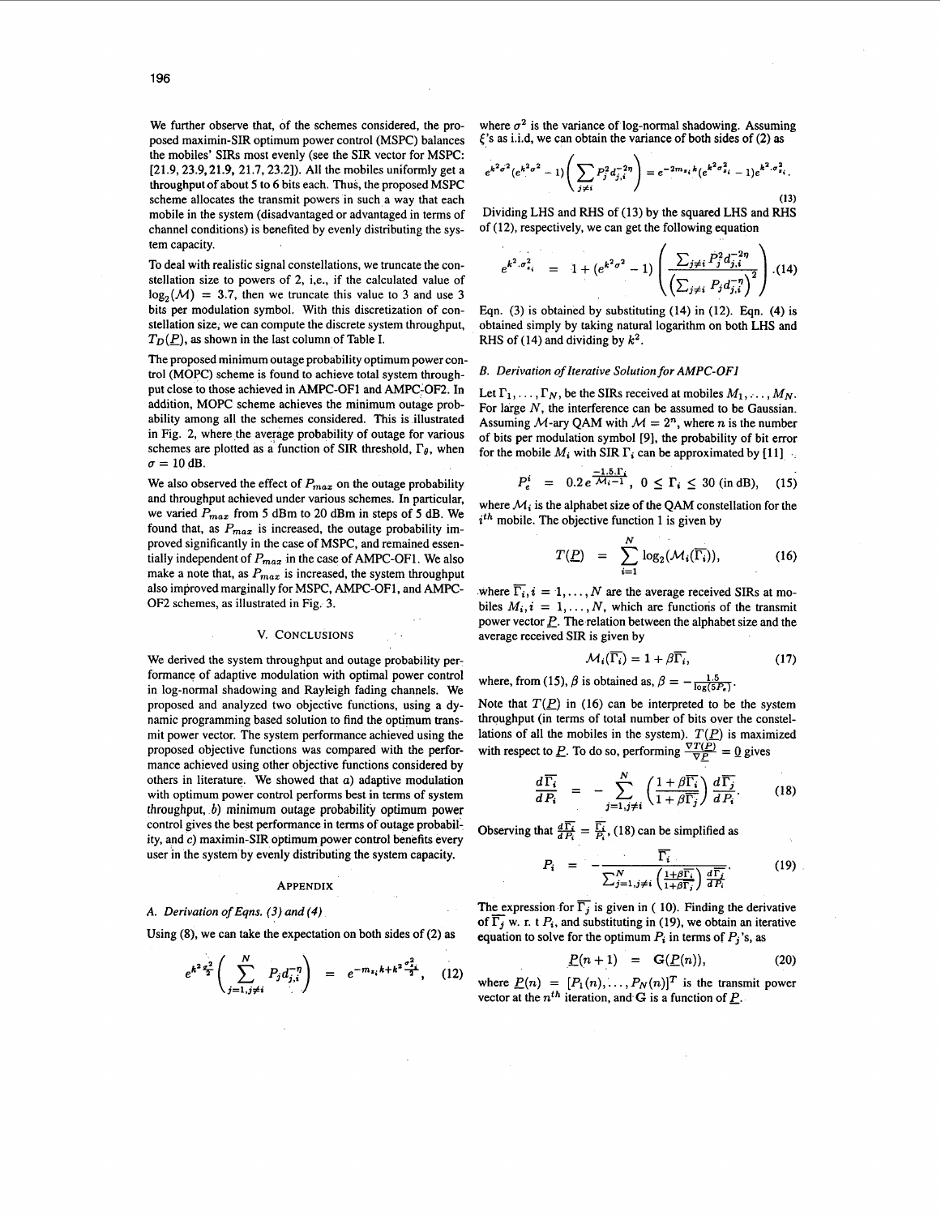We further observe that, of the schemes considered, the proposed maximin-SIR optimum power control (MSPC) balances the mobiles' SIRs most evenly (see the SIR vector for MSPC: [21.9, 23.9, 21.9, 21.7, 23.2]). All the mobiles uniformly get a throughput of about 5 to 6 bits each. Thus, the proposed MSPC scheme allocates the transmit powers in such a way that each mobile in the system (disadvantaged or advantaged in terms of channel conditions) is benefited by evenly distributing the system capacity.

To deal with realistic signal constellations, we truncate the constellation size to powers of 2, i.e., if the calculated value of $\log_2(\mathcal{M}) = 3.7$, then we truncate this value to 3 and use 3 bits per modulation symbol. With this discretization of constellation size, we can compute the discrete system throughput, $T_D(\underline{P})$, as shown in the last column of Table I.

The proposed minimum outage probability optimum power control (MOPC) scheme is found to achieve total system throughput close to those achieved in AMPC-OF1 and AMPC-OF2. In addition, MOPC scheme achieves the minimum outage probability among all the schemes considered. This is illustrated in Fig. 2, where the average probability of outage for various schemes are plotted as a function of SIR threshold, $\Gamma_\theta$, when $\sigma = 10$ dB.

We also observed the effect of $P_{max}$ on the outage probability and throughput achieved under various schemes. In particular, we varied $P_{max}$ from 5 dBm to 20 dBm in steps of 5 dB. We found that, as $P_{max}$ is increased, the outage probability improved significantly in the case of MSPC, and remained essentially independent of $P_{max}$ in the case of AMPC-OF1. We also make a note that, as $P_{max}$ is increased, the system throughput also improved marginally for MSPC, AMPC-OF1, and AMPC-OF2 schemes, as illustrated in Fig. 3.

## V. Conclusions

We derived the system throughput and outage probability performance of adaptive modulation with optimal power control in log-normal shadowing and Rayleigh fading channels. We proposed and analyzed two objective functions, using a dynamic programming based solution to find the optimum transmit power vector. The system performance achieved using the proposed objective functions was compared with the performance achieved using other objective functions considered by others in literature. We showed that *a*) adaptive modulation with optimum power control performs best in terms of system throughput, *b*) minimum outage probability optimum power control gives the best performance in terms of outage probability, and *c*) maximin-SIR optimum power control benefits every user in the system by evenly distributing the system capacity.

## Appendix

### A. Derivation of Eqns. (3) and (4)

Using (8), we can take the expectation on both sides of (2) as

$$e^{k^2\frac{\sigma^2}{2}}\left(\sum_{j=1,j\neq i}^{N} P_j d_{j,i}^{-\eta}\right) = e^{-m_{z_i}k + k^2\frac{\sigma_{z_i}^2}{2}}, \quad (12)$$

where $\sigma^2$ is the variance of log-normal shadowing. Assuming $\xi$'s as i.i.d, we can obtain the variance of both sides of (2) as

$$e^{k^2\sigma^2}(e^{k^2\sigma^2}-1)\left(\sum_{j\neq i} P_j^2 d_{j,i}^{-2\eta}\right) = e^{-2m_{z_i}k}(e^{k^2\sigma_{z_i}^2}-1)e^{k^2\cdot\sigma_{z_i}^2}. \quad (13)$$

Dividing LHS and RHS of (13) by the squared LHS and RHS of (12), respectively, we can get the following equation

$$e^{k^2\cdot\sigma_{z_i}^2} = 1 + (e^{k^2\sigma^2}-1)\left(\frac{\sum_{j\neq i} P_j^2 d_{j,i}^{-2\eta}}{\left(\sum_{j\neq i} P_j d_{j,i}^{-\eta}\right)^2}\right). \quad (14)$$

Eqn. (3) is obtained by substituting (14) in (12). Eqn. (4) is obtained simply by taking natural logarithm on both LHS and RHS of (14) and dividing by $k^2$.

### B. Derivation of Iterative Solution for AMPC-OF1

Let $\Gamma_1, \ldots, \Gamma_N$, be the SIRs received at mobiles $M_1, \ldots, M_N$. For large $N$, the interference can be assumed to be Gaussian. Assuming $\mathcal{M}$-ary QAM with $\mathcal{M} = 2^n$, where $n$ is the number of bits per modulation symbol [9], the probability of bit error for the mobile $M_i$ with SIR $\Gamma_i$ can be approximated by [11]

$$P_e^i = 0.2\, e^{\frac{-1.5\,\Gamma_i}{\mathcal{M}_i - 1}}, \quad 0 \leq \Gamma_i \leq 30 \text{ (in dB)}, \quad (15)$$

where $\mathcal{M}_i$ is the alphabet size of the QAM constellation for the $i^{th}$ mobile. The objective function 1 is given by

$$T(\underline{P}) = \sum_{i=1}^{N} \log_2(\mathcal{M}_i(\overline{\Gamma_i})), \quad (16)$$

where $\overline{\Gamma_i}, i = 1, \ldots, N$ are the average received SIRs at mobiles $M_i, i = 1, \ldots, N$, which are functions of the transmit power vector $\underline{P}$. The relation between the alphabet size and the average received SIR is given by

$$\mathcal{M}_i(\overline{\Gamma_i}) = 1 + \beta\overline{\Gamma_i}, \quad (17)$$

where, from (15), $\beta$ is obtained as, $\beta = -\frac{1.5}{\log(5P_e)}$.

Note that $T(\underline{P})$ in (16) can be interpreted to be the system throughput (in terms of total number of bits over the constellations of all the mobiles in the system). $T(\underline{P})$ is maximized with respect to $\underline{P}$. To do so, performing $\frac{\nabla T(\underline{P})}{\nabla \underline{P}} = \underline{0}$ gives

$$\frac{d\overline{\Gamma_i}}{dP_i} = -\sum_{j=1,j\neq i}^{N}\left(\frac{1+\beta\overline{\Gamma_i}}{1+\beta\overline{\Gamma_j}}\right)\frac{d\overline{\Gamma_j}}{dP_i}. \quad (18)$$

Observing that $\frac{d\overline{\Gamma_i}}{dP_i} = \frac{\overline{\Gamma_i}}{P_i}$, (18) can be simplified as

$$P_i = -\frac{\overline{\Gamma_i}}{\sum_{j=1,j\neq i}^{N}\left(\frac{1+\beta\overline{\Gamma_i}}{1+\beta\overline{\Gamma_j}}\right)\frac{d\overline{\Gamma_j}}{dP_i}}. \quad (19)$$

The expression for $\overline{\Gamma_j}$ is given in (10). Finding the derivative of $\overline{\Gamma_j}$ w. r. t $P_i$, and substituting in (19), we obtain an iterative equation to solve for the optimum $P_i$ in terms of $P_j$'s, as

$$\underline{P}(n+1) = \mathbf{G}(\underline{P}(n)), \quad (20)$$

where $\underline{P}(n) = [P_1(n), \ldots, P_N(n)]^T$ is the transmit power vector at the $n^{th}$ iteration, and $\mathbf{G}$ is a function of $\underline{P}$.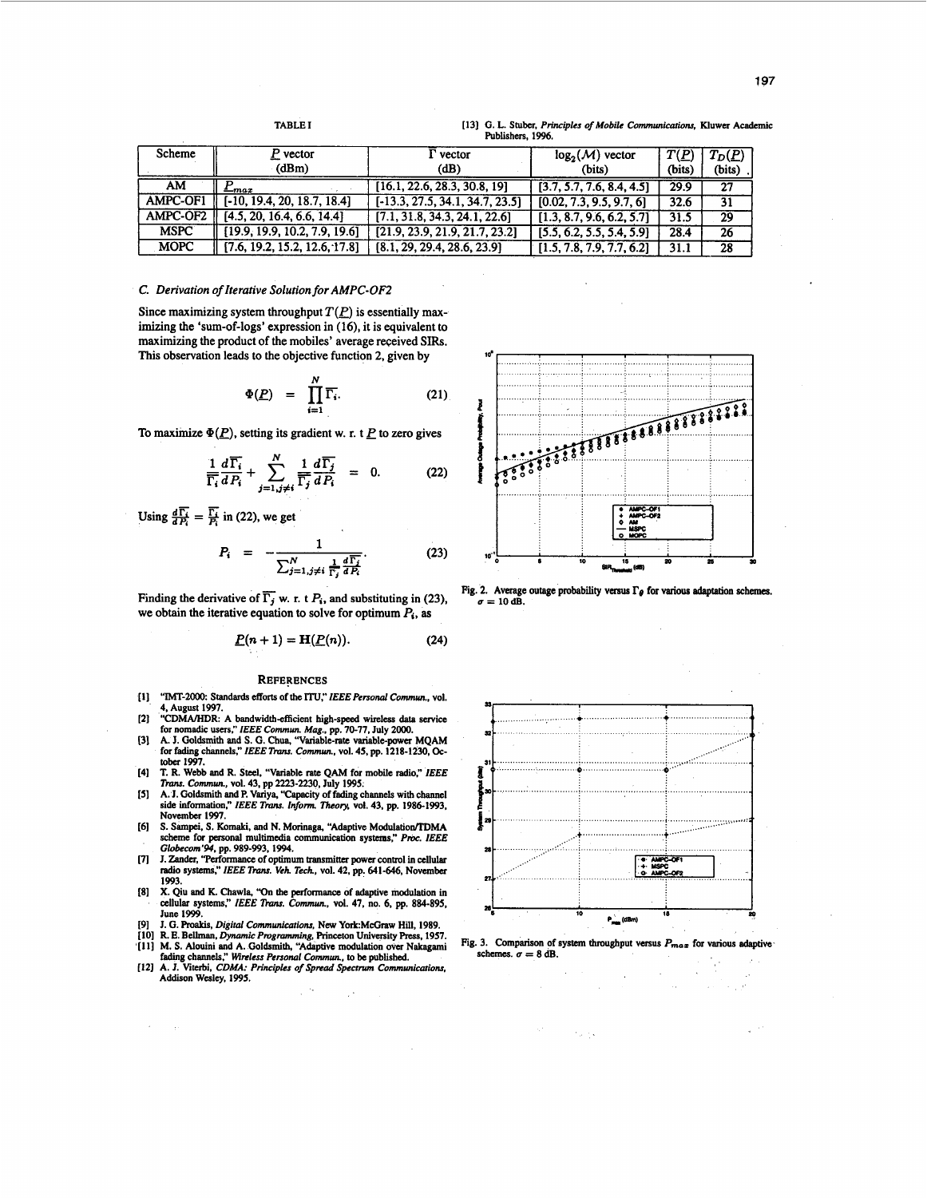TABLE I

| Scheme | $\underline{P}$ vector (dBm) | $\Gamma$ vector (dB) | $\log_2(\mathcal{M})$ vector (bits) | $T(\underline{P})$ (bits) | $T_D(\underline{P})$ (bits) |
|---|---|---|---|---|---|
| AM | $\underline{P}_{max}$ | [16.1, 22.6, 28.3, 30.8, 19] | [3.7, 5.7, 7.6, 8.4, 4.5] | 29.9 | 27 |
| AMPC-OF1 | [-10, 19.4, 20, 18.7, 18.4] | [-13.3, 27.5, 34.1, 34.7, 23.5] | [0.02, 7.3, 9.5, 9.7, 6] | 32.6 | 31 |
| AMPC-OF2 | [4.5, 20, 16.4, 6.6, 14.4] | [7.1, 31.8, 34.3, 24.1, 22.6] | [1.3, 8.7, 9.6, 6.2, 5.7] | 31.5 | 29 |
| MSPC | [19.9, 19.9, 10.2, 7.9, 19.6] | [21.9, 23.9, 21.9, 21.7, 23.2] | [5.5, 6.2, 5.5, 5.4, 5.9] | 28.4 | 26 |
| MOPC | [7.6, 19.2, 15.2, 12.6, 17.8] | [8.1, 29, 29.4, 28.6, 23.9] | [1.5, 7.8, 7.9, 7.7, 6.2] | 31.1 | 28 |

### C. Derivation of Iterative Solution for AMPC-OF2

Since maximizing system throughput $T(\underline{P})$ is essentially maximizing the 'sum-of-logs' expression in (16), it is equivalent to maximizing the product of the mobiles' average received SIRs. This observation leads to the objective function 2, given by

$$\Phi(\underline{P}) = \prod_{i=1}^{N} \overline{\Gamma_i}. \quad (21)$$

To maximize $\Phi(\underline{P})$, setting its gradient w. r. t $\underline{P}$ to zero gives

$$\frac{1}{\overline{\Gamma_i}}\frac{d\overline{\Gamma_i}}{dP_i} + \sum_{j=1, j\neq i}^{N} \frac{1}{\overline{\Gamma_j}}\frac{d\overline{\Gamma_j}}{dP_i} = 0. \quad (22)$$

Using $\frac{d\overline{\Gamma_i}}{dP_i} = \frac{\overline{\Gamma_i}}{P_i}$ in (22), we get

$$P_i = -\frac{1}{\sum_{j=1, j\neq i}^{N} \frac{1}{\overline{\Gamma_j}}\frac{d\overline{\Gamma_j}}{dP_i}}. \quad (23)$$

Finding the derivative of $\overline{\Gamma_j}$ w. r. t $P_i$, and substituting in (23), we obtain the iterative equation to solve for optimum $P_i$, as

$$\underline{P}(n+1) = \mathbf{H}(\underline{P}(n)). \quad (24)$$

## References

[1] "IMT-2000: Standards efforts of the ITU," *IEEE Personal Commun.*, vol. 4, August 1997.

[2] "CDMA/HDR: A bandwidth-efficient high-speed wireless data service for nomadic users," *IEEE Commun. Mag.*, pp. 70-77, July 2000.

[3] A. J. Goldsmith and S. G. Chua, "Variable-rate variable-power MQAM for fading channels," *IEEE Trans. Commun.*, vol. 45, pp. 1218-1230, October 1997.

[4] T. R. Webb and R. Steel, "Variable rate QAM for mobile radio," *IEEE Trans. Commun.*, vol. 43, pp 2223-2230, July 1995.

[5] A. J. Goldsmith and P. Variya, "Capacity of fading channels with channel side information," *IEEE Trans. Inform. Theory*, vol. 43, pp. 1986-1993, November 1997.

[6] S. Sampei, S. Komaki, and N. Morinaga, "Adaptive Modulation/TDMA scheme for personal multimedia communication systems," *Proc. IEEE Globecom'94*, pp. 989-993, 1994.

[7] J. Zander, "Performance of optimum transmitter power control in cellular radio systems," *IEEE Trans. Veh. Tech.*, vol. 42, pp. 641-646, November 1993.

[8] X. Qiu and K. Chawla, "On the performance of adaptive modulation in cellular systems," *IEEE Trans. Commun.*, vol. 47, no. 6, pp. 884-895, June 1999.

[9] J. G. Proakis, *Digital Communications*, New York:McGraw Hill, 1989.

[10] R. E. Bellman, *Dynamic Programming*, Princeton University Press, 1957.

[11] M. S. Alouini and A. Goldsmith, "Adaptive modulation over Nakagami fading channels," *Wireless Personal Commun.*, to be published.

[12] A. J. Viterbi, *CDMA: Principles of Spread Spectrum Communications*, Addison Wesley, 1995.

[13] G. L. Stuber, *Principles of Mobile Communications*, Kluwer Academic Publishers, 1996.

AMPC-OF1
AMPC-OF2
AM
MSPC
MOPC

Fig. 2. Average outage probability versus $\Gamma_\theta$ for various adaptation schemes. $\sigma = 10$ dB.

AMPC-OF1
MSPC
AMPC-OF2

Fig. 3. Comparison of system throughput versus $P_{max}$ for various adaptive schemes. $\sigma = 8$ dB.